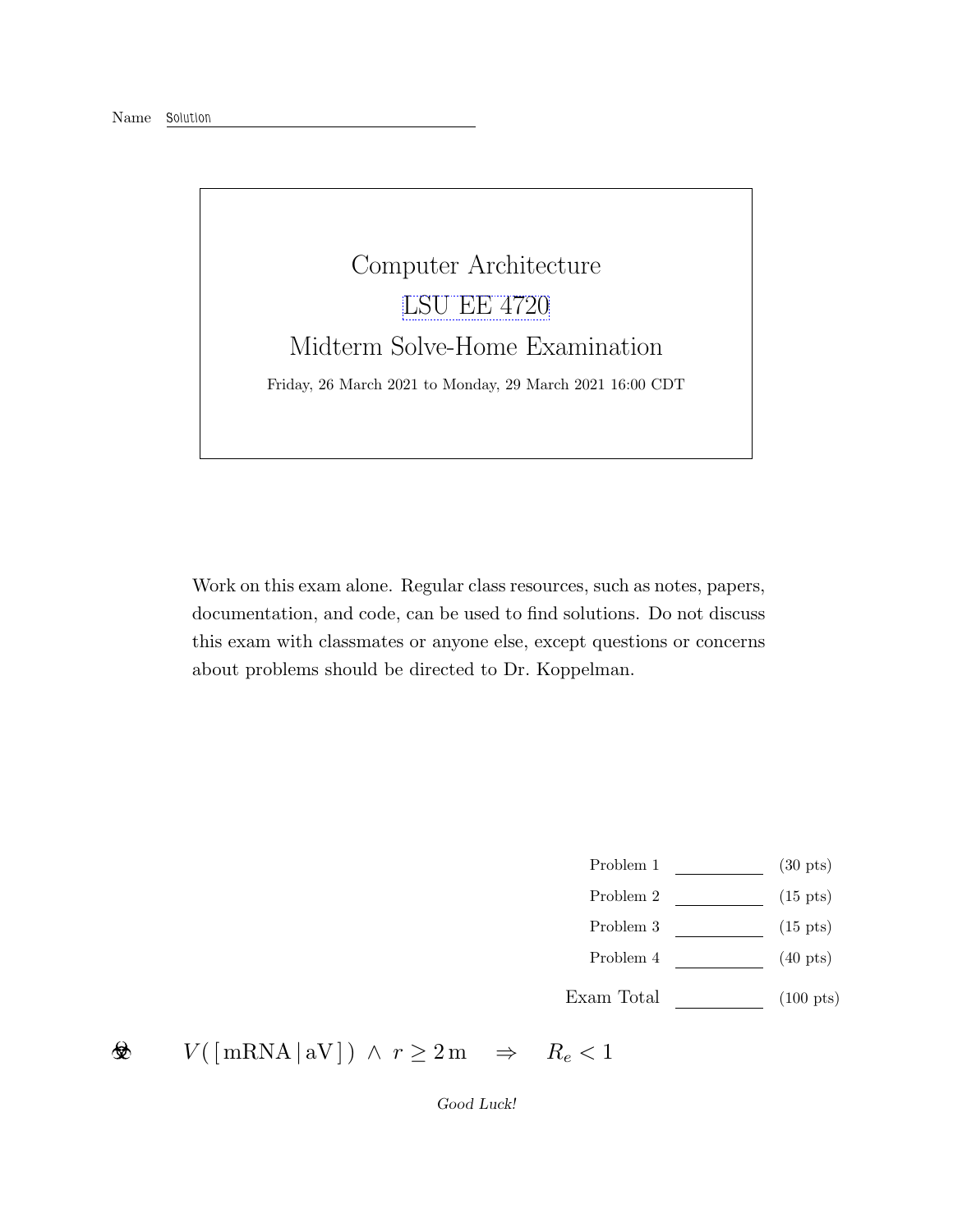Name Solution

# Computer Architecture

## LSU EE 4720

## Midterm Solve-Home Examination

Friday, 26 March 2021 to Monday, 29 March 2021 16:00 CDT

Work on this exam alone. Regular class resources, such as notes, papers, documentation, and code, can be used to find solutions. Do not discuss this exam with classmates or anyone else, except questions or concerns about problems should be directed to Dr. Koppelman.

| | | |
|---|---|---|
| Problem 1 | | (30 pts) |
| Problem 2 | | (15 pts) |
| Problem 3 | | (15 pts) |
| Problem 4 | | (40 pts) |
| Exam Total | | (100 pts) |

☣ $V([\,\mathrm{mRNA}\,|\,\mathrm{aV}\,]) \wedge r \geq 2\,\mathrm{m} \quad \Rightarrow \quad R_e < 1$

*Good Luck!*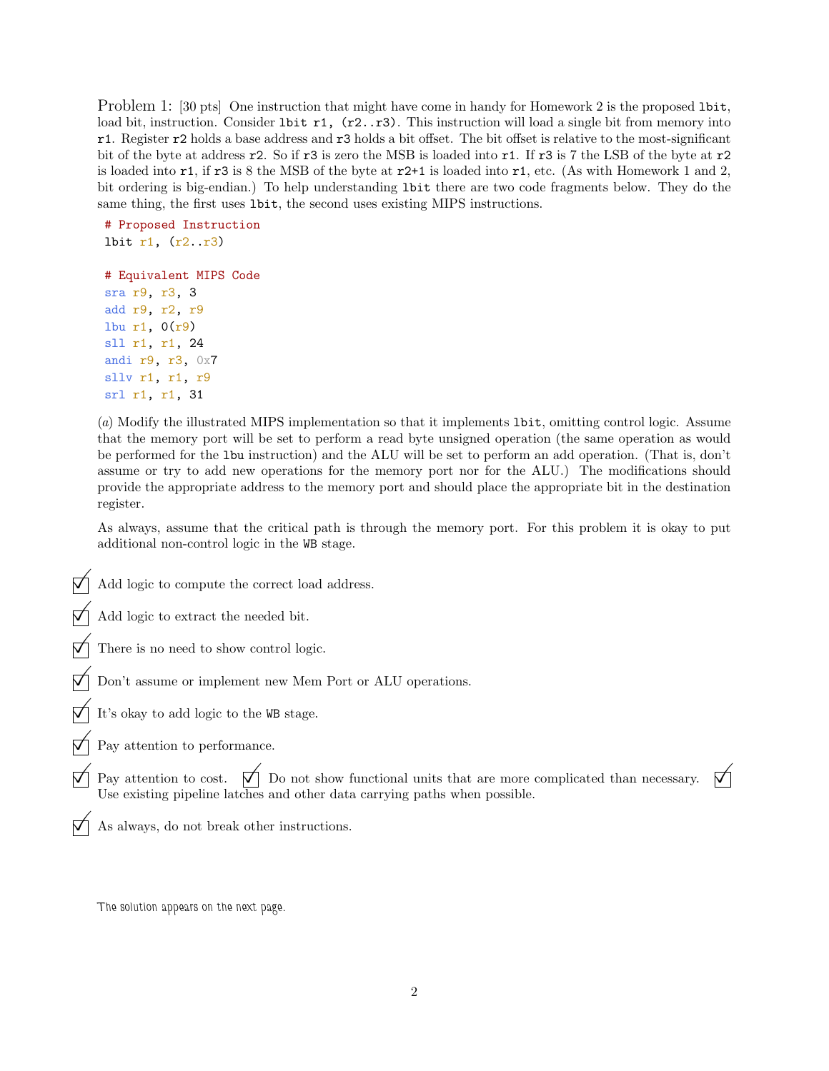Problem 1: [30 pts] One instruction that might have come in handy for Homework 2 is the proposed `lbit`, load bit, instruction. Consider `lbit r1, (r2..r3)`. This instruction will load a single bit from memory into `r1`. Register `r2` holds a base address and `r3` holds a bit offset. The bit offset is relative to the most-significant bit of the byte at address `r2`. So if `r3` is zero the MSB is loaded into `r1`. If `r3` is 7 the LSB of the byte at `r2` is loaded into `r1`, if `r3` is 8 the MSB of the byte at `r2+1` is loaded into `r1`, etc. (As with Homework 1 and 2, bit ordering is big-endian.) To help understanding `lbit` there are two code fragments below. They do the same thing, the first uses `lbit`, the second uses existing MIPS instructions.

```
# Proposed Instruction
lbit r1, (r2..r3)

# Equivalent MIPS Code
sra r9, r3, 3
add r9, r2, r9
lbu r1, 0(r9)
sll r1, r1, 24
andi r9, r3, 0x7
sllv r1, r1, r9
srl r1, r1, 31
```

(*a*) Modify the illustrated MIPS implementation so that it implements `lbit`, omitting control logic. Assume that the memory port will be set to perform a read byte unsigned operation (the same operation as would be performed for the `lbu` instruction) and the ALU will be set to perform an add operation. (That is, don't assume or try to add new operations for the memory port nor for the ALU.) The modifications should provide the appropriate address to the memory port and should place the appropriate bit in the destination register.

As always, assume that the critical path is through the memory port. For this problem it is okay to put additional non-control logic in the `WB` stage.

- ☑ Add logic to compute the correct load address.
- ☑ Add logic to extract the needed bit.
- ☑ There is no need to show control logic.
- ☑ Don't assume or implement new Mem Port or ALU operations.
- ☑ It's okay to add logic to the `WB` stage.
- ☑ Pay attention to performance.
- ☑ Pay attention to cost. ☑ Do not show functional units that are more complicated than necessary. ☑ Use existing pipeline latches and other data carrying paths when possible.
- ☑ As always, do not break other instructions.

The solution appears on the next page.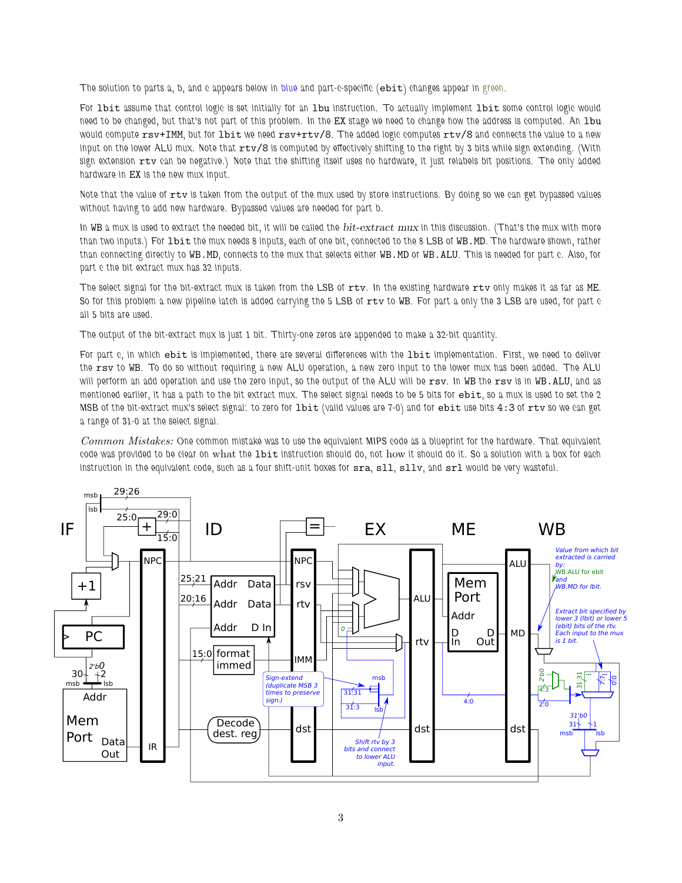The solution to parts a, b, and c appears below in blue and part-c-specific (`ebit`) changes appear in green.

For `lbit` assume that control logic is set initially for an `lbu` instruction. To actually implement `lbit` some control logic would need to be changed, but that's not part of this problem. In the EX stage we need to change how the address is computed. An `lbu` would compute `rsv+IMM`, but for `lbit` we need `rsv+rtv/8`. The added logic computes `rtv/8` and connects the value to a new input on the lower ALU mux. Note that `rtv/8` is computed by effectively shifting to the right by 3 bits while sign extending. (With sign extension `rtv` can be negative.) Note that the shifting itself uses no hardware, it just relabels bit positions. The only added hardware in EX is the new mux input.

Note that the value of `rtv` is taken from the output of the mux used by store instructions. By doing so we can get bypassed values without having to add new hardware. Bypassed values are needed for part b.

In WB a mux is used to extract the needed bit, it will be called the *bit-extract mux* in this discussion. (That's the mux with more than two inputs.) For `lbit` the mux needs 8 inputs, each of one bit, connected to the 8 LSB of `WB.MD`. The hardware shown, rather than connecting directly to `WB.MD`, connects to the mux that selects either `WB.MD` or `WB.ALU`. This is needed for part c. Also, for part c the bit extract mux has 32 inputs.

The select signal for the bit-extract mux is taken from the LSB of `rtv`. In the existing hardware `rtv` only makes it as far as ME. So for this problem a new pipeline latch is added carrying the 5 LSB of `rtv` to WB. For part a only the 3 LSB are used, for part c all 5 bits are used.

The output of the bit-extract mux is just 1 bit. Thirty-one zeros are appended to make a 32-bit quantity.

For part c, in which `ebit` is implemented, there are several differences with the `lbit` implementation. First, we need to deliver the `rsv` to WB. To do so without requiring a new ALU operation, a new zero input to the lower mux has been added. The ALU will perform an add operation and use the zero input, so the output of the ALU will be `rsv`. In WB the `rsv` is in `WB.ALU`, and as mentioned earlier, it has a path to the bit extract mux. The select signal needs to be 5 bits for `ebit`, so a mux is used to set the 2 MSB of the bit-extract mux's select signal: to zero for `lbit` (valid values are 7-0) and for `ebit` use bits `4:3` of `rtv` so we can get a range of 31-0 at the select signal.

*Common Mistakes:* One common mistake was to use the equivalent MIPS code as a blueprint for the hardware. That equivalent code was provided to be clear on *what* the `lbit` instruction should do, not *how* it should do it. So a solution with a box for each instruction in the equivalent code, such as a four shift-unit boxes for `sra`, `sll`, `sllv`, and `srl` would be very wasteful.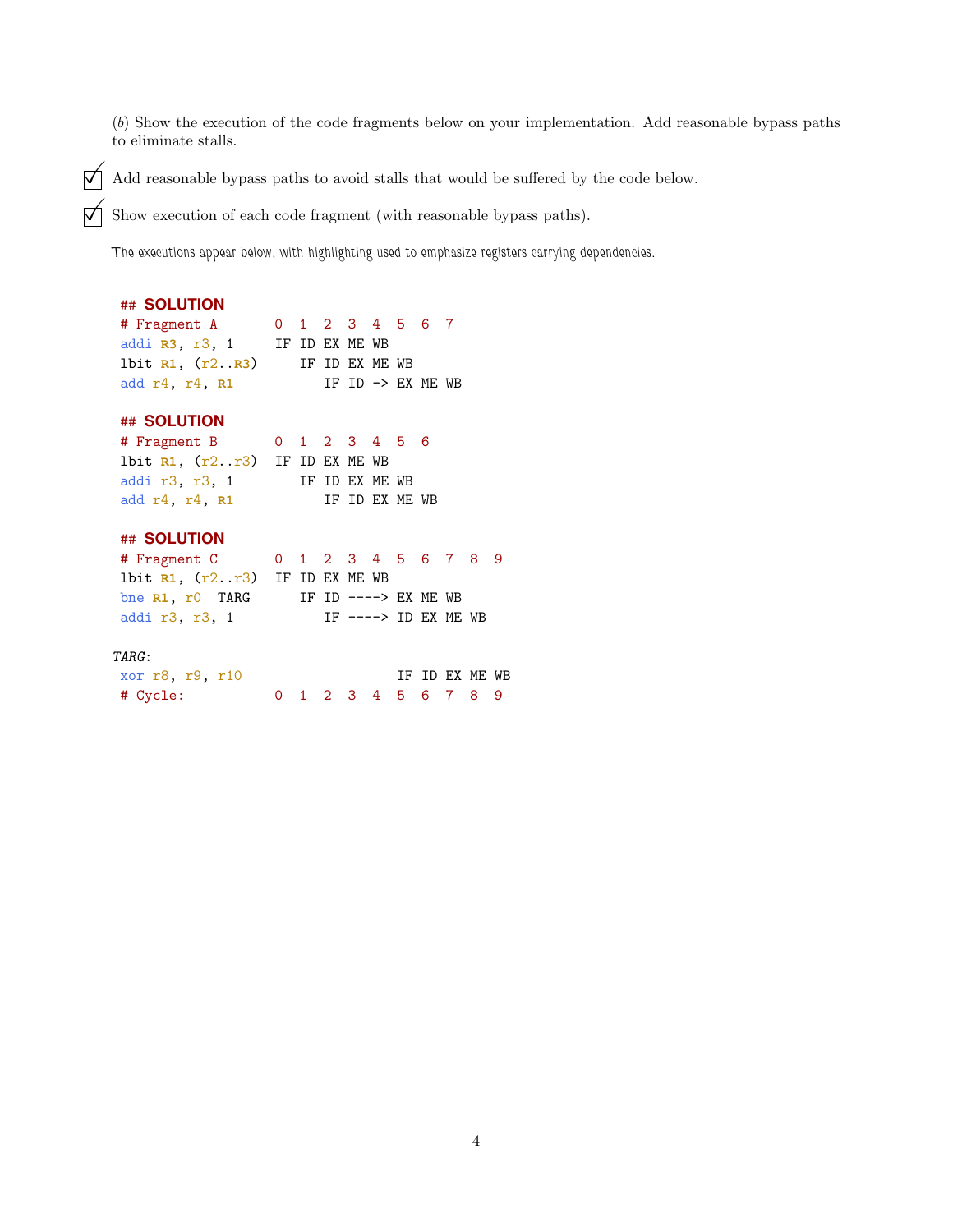(*b*) Show the execution of the code fragments below on your implementation. Add reasonable bypass paths to eliminate stalls.

☑ Add reasonable bypass paths to avoid stalls that would be suffered by the code below.

☑ Show execution of each code fragment (with reasonable bypass paths).

The executions appear below, with highlighting used to emphasize registers carrying dependencies.

```
## SOLUTION
# Fragment A       0  1  2  3  4  5  6  7
addi R3, r3, 1     IF ID EX ME WB
lbit R1, (r2..R3)     IF ID EX ME WB
add r4, r4, R1           IF ID -> EX ME WB

## SOLUTION
# Fragment B       0  1  2  3  4  5  6
lbit R1, (r2..r3)  IF ID EX ME WB
addi r3, r3, 1        IF ID EX ME WB
add r4, r4, R1           IF ID EX ME WB

## SOLUTION
# Fragment C       0  1  2  3  4  5  6  7  8  9
lbit R1, (r2..r3)  IF ID EX ME WB
bne R1, r0  TARG      IF ID ----> EX ME WB
addi r3, r3, 1           IF ----> ID EX ME WB

TARG:
xor r8, r9, r10                      IF ID EX ME WB
# Cycle:           0  1  2  3  4  5  6  7  8  9
```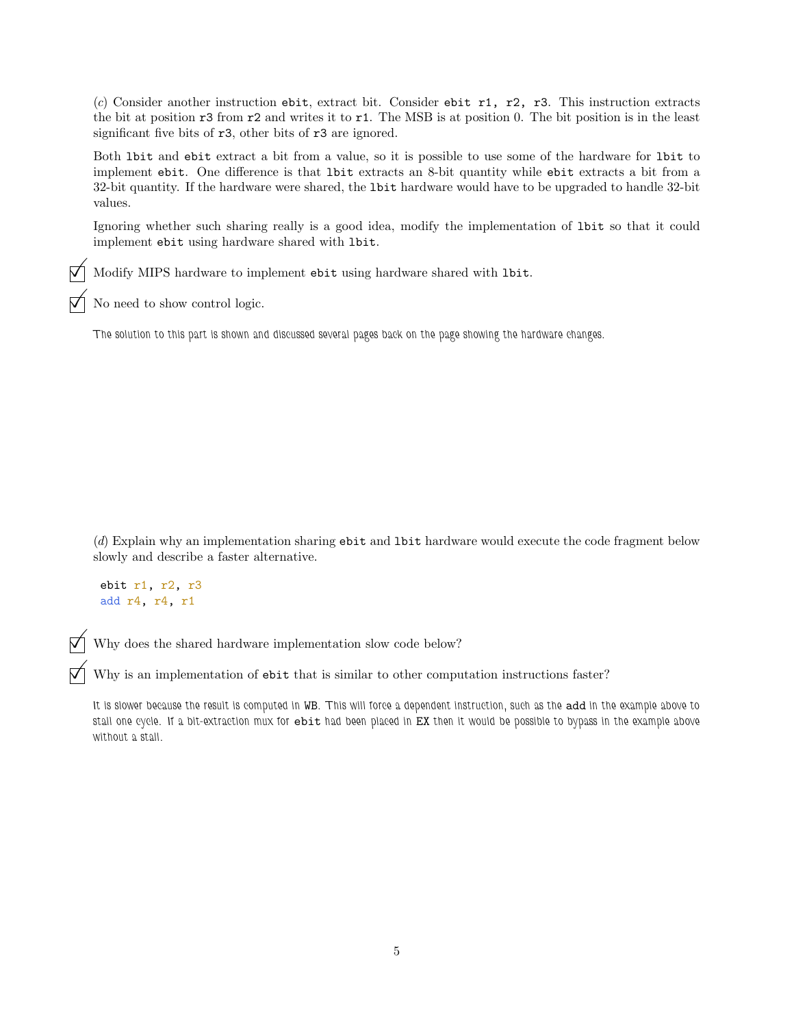(*c*) Consider another instruction `ebit`, extract bit. Consider `ebit r1, r2, r3`. This instruction extracts the bit at position `r3` from `r2` and writes it to `r1`. The MSB is at position 0. The bit position is in the least significant five bits of `r3`, other bits of `r3` are ignored.

Both `lbit` and `ebit` extract a bit from a value, so it is possible to use some of the hardware for `lbit` to implement `ebit`. One difference is that `lbit` extracts an 8-bit quantity while `ebit` extracts a bit from a 32-bit quantity. If the hardware were shared, the `lbit` hardware would have to be upgraded to handle 32-bit values.

Ignoring whether such sharing really is a good idea, modify the implementation of `lbit` so that it could implement `ebit` using hardware shared with `lbit`.

☑ Modify MIPS hardware to implement `ebit` using hardware shared with `lbit`.

☑ No need to show control logic.

The solution to this part is shown and discussed several pages back on the page showing the hardware changes.

(*d*) Explain why an implementation sharing `ebit` and `lbit` hardware would execute the code fragment below slowly and describe a faster alternative.

```
ebit r1, r2, r3
add r4, r4, r1
```

☑ Why does the shared hardware implementation slow code below?

☑ Why is an implementation of `ebit` that is similar to other computation instructions faster?

It is slower because the result is computed in WB. This will force a dependent instruction, such as the `add` in the example above to stall one cycle. If a bit-extraction mux for `ebit` had been placed in EX then it would be possible to bypass in the example above without a stall.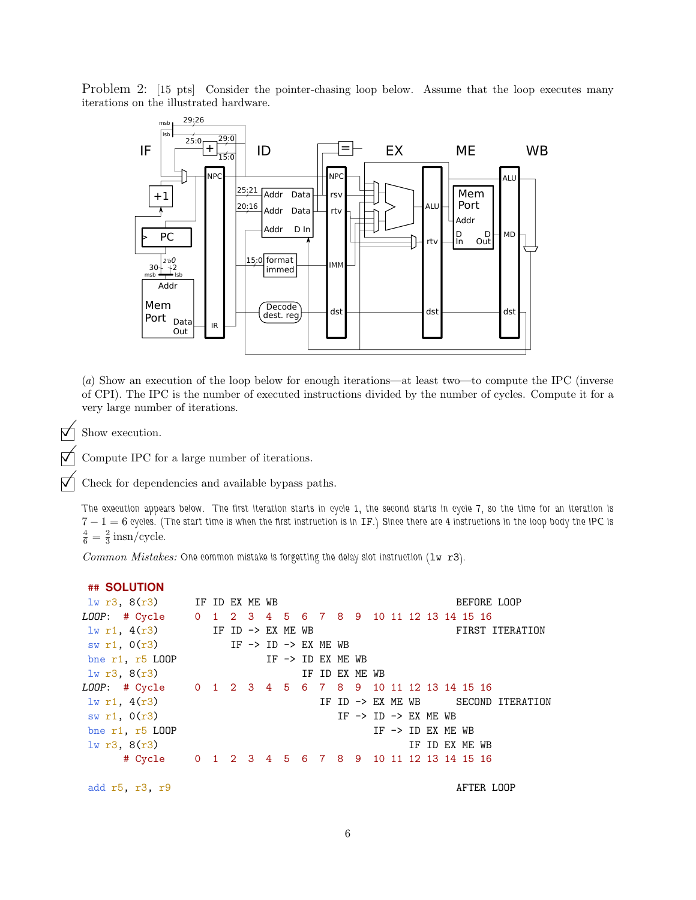**Problem 2:** [15 pts] Consider the pointer-chasing loop below. Assume that the loop executes many iterations on the illustrated hardware.

(*a*) Show an execution of the loop below for enough iterations—at least two—to compute the IPC (inverse of CPI). The IPC is the number of executed instructions divided by the number of cycles. Compute it for a very large number of iterations.

☑ Show execution.

☑ Compute IPC for a large number of iterations.

☑ Check for dependencies and available bypass paths.

The execution appears below. The first iteration starts in cycle 1, the second starts in cycle 7, so the time for an iteration is $7 - 1 = 6$ cycles. (The start time is when the first instruction is in IF.) Since there are 4 instructions in the loop body the IPC is $\frac{4}{6} = \frac{2}{3}$ insn/cycle.

*Common Mistakes:* One common mistake is forgetting the delay slot instruction (`lw r3`).

```
## SOLUTION
 lw r3, 8(r3)       IF ID EX ME WB                             BEFORE LOOP
LOOP:  # Cycle      0  1  2  3  4  5  6  7  8  9  10 11 12 13 14 15 16
 lw r1, 4(r3)          IF ID -> EX ME WB                       FIRST ITERATION
 sw r1, 0(r3)             IF -> ID -> EX ME WB
 bne r1, r5 LOOP                IF -> ID EX ME WB
 lw r3, 8(r3)                         IF ID EX ME WB
LOOP:  # Cycle      0  1  2  3  4  5  6  7  8  9  10 11 12 13 14 15 16
 lw r1, 4(r3)                            IF ID -> EX ME WB     SECOND ITERATION
 sw r1, 0(r3)                               IF -> ID -> EX ME WB
 bne r1, r5 LOOP                                  IF -> ID EX ME WB
 lw r3, 8(r3)                                           IF ID EX ME WB
       # Cycle      0  1  2  3  4  5  6  7  8  9  10 11 12 13 14 15 16

 add r5, r3, r9                                                AFTER LOOP
```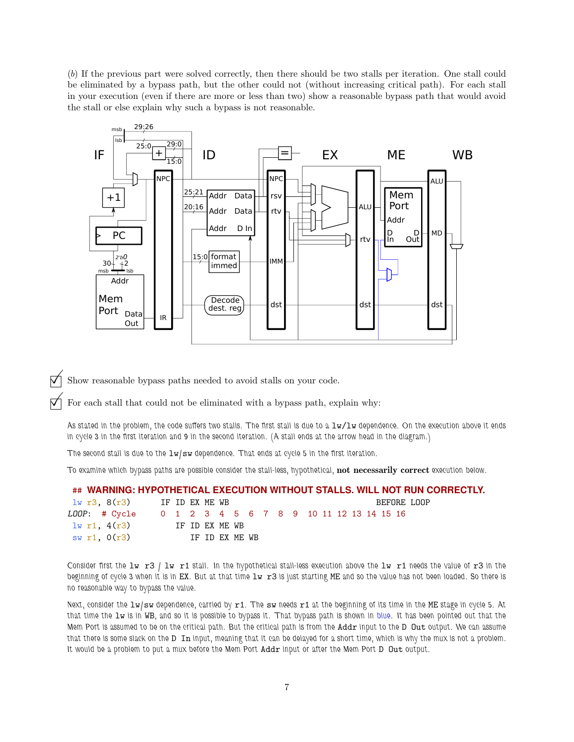(*b*) If the previous part were solved correctly, then there should be two stalls per iteration. One stall could be eliminated by a bypass path, but the other could not (without increasing critical path). For each stall in your execution (even if there are more or less than two) show a reasonable bypass path that would avoid the stall or else explain why such a bypass is not reasonable.

☑ Show reasonable bypass paths needed to avoid stalls on your code.

☑ For each stall that could not be eliminated with a bypass path, explain why:

As stated in the problem, the code suffers two stalls. The first stall is due to a `lw/lw` dependence. On the execution above it ends in cycle 3 in the first iteration and 9 in the second iteration. (A stall ends at the arrow head in the diagram.)

The second stall is due to the `lw/sw` dependence. That ends at cycle 5 in the first iteration.

To examine which bypass paths are possible consider the stall-less, hypothetical, **not necessarily correct** execution below.

```
## WARNING: HYPOTHETICAL EXECUTION WITHOUT STALLS. WILL NOT RUN CORRECTLY.
 lw r3, 8(r3)      IF ID EX ME WB                        BEFORE LOOP
LOOP:  # Cycle     0  1  2  3  4  5  6  7  8  9  10 11 12 13 14 15 16
 lw r1, 4(r3)         IF ID EX ME WB
 sw r1, 0(r3)            IF ID EX ME WB
```

Consider first the `lw r3 / lw r1` stall. In the hypothetical stall-less execution above the `lw r1` needs the value of `r3` in the beginning of cycle 3 when it is in EX. But at that time `lw r3` is just starting ME and so the value has not been loaded. So there is no reasonable way to bypass the value.

Next, consider the `lw/sw` dependence, carried by `r1`. The `sw` needs `r1` at the beginning of its time in the ME stage in cycle 5. At that time the `lw` is in WB, and so it is possible to bypass it. That bypass path is shown in blue. It has been pointed out that the Mem Port is assumed to be on the critical path. But the critical path is from the `Addr` input to the `D Out` output. We can assume that there is some slack on the `D In` input, meaning that it can be delayed for a short time, which is why the mux is not a problem. It would be a problem to put a mux before the Mem Port `Addr` input or after the Mem Port `D Out` output.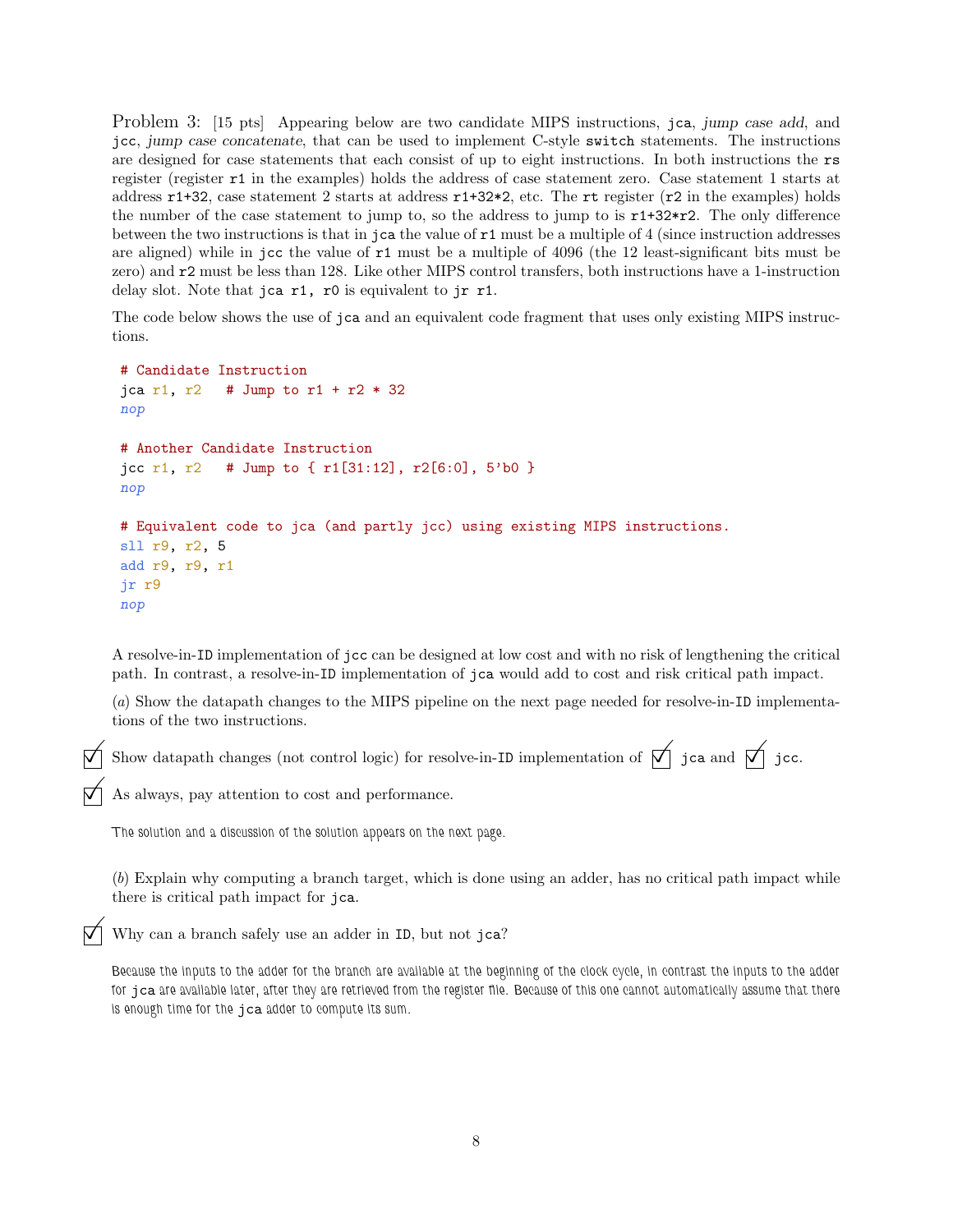Problem 3: [15 pts] Appearing below are two candidate MIPS instructions, `jca`, *jump case add*, and `jcc`, *jump case concatenate*, that can be used to implement C-style `switch` statements. The instructions are designed for case statements that each consist of up to eight instructions. In both instructions the `rs` register (register `r1` in the examples) holds the address of case statement zero. Case statement 1 starts at address `r1+32`, case statement 2 starts at address `r1+32*2`, etc. The `rt` register (`r2` in the examples) holds the number of the case statement to jump to, so the address to jump to is `r1+32*r2`. The only difference between the two instructions is that in `jca` the value of `r1` must be a multiple of 4 (since instruction addresses are aligned) while in `jcc` the value of `r1` must be a multiple of 4096 (the 12 least-significant bits must be zero) and `r2` must be less than 128. Like other MIPS control transfers, both instructions have a 1-instruction delay slot. Note that `jca r1, r0` is equivalent to `jr r1`.

The code below shows the use of `jca` and an equivalent code fragment that uses only existing MIPS instructions.

```
# Candidate Instruction
jca r1, r2   # Jump to r1 + r2 * 32
nop

# Another Candidate Instruction
jcc r1, r2   # Jump to { r1[31:12], r2[6:0], 5'b0 }
nop

# Equivalent code to jca (and partly jcc) using existing MIPS instructions.
sll r9, r2, 5
add r9, r9, r1
jr r9
nop
```

A resolve-in-`ID` implementation of `jcc` can be designed at low cost and with no risk of lengthening the critical path. In contrast, a resolve-in-`ID` implementation of `jca` would add to cost and risk critical path impact.

(*a*) Show the datapath changes to the MIPS pipeline on the next page needed for resolve-in-`ID` implementations of the two instructions.

☑ Show datapath changes (not control logic) for resolve-in-`ID` implementation of ☑ `jca` and ☑ `jcc`.

☑ As always, pay attention to cost and performance.

The solution and a discussion of the solution appears on the next page.

(*b*) Explain why computing a branch target, which is done using an adder, has no critical path impact while there is critical path impact for `jca`.

☑ Why can a branch safely use an adder in `ID`, but not `jca`?

Because the inputs to the adder for the branch are available at the beginning of the clock cycle, in contrast the inputs to the adder for `jca` are available later, after they are retrieved from the register file. Because of this one cannot automatically assume that there is enough time for the `jca` adder to compute its sum.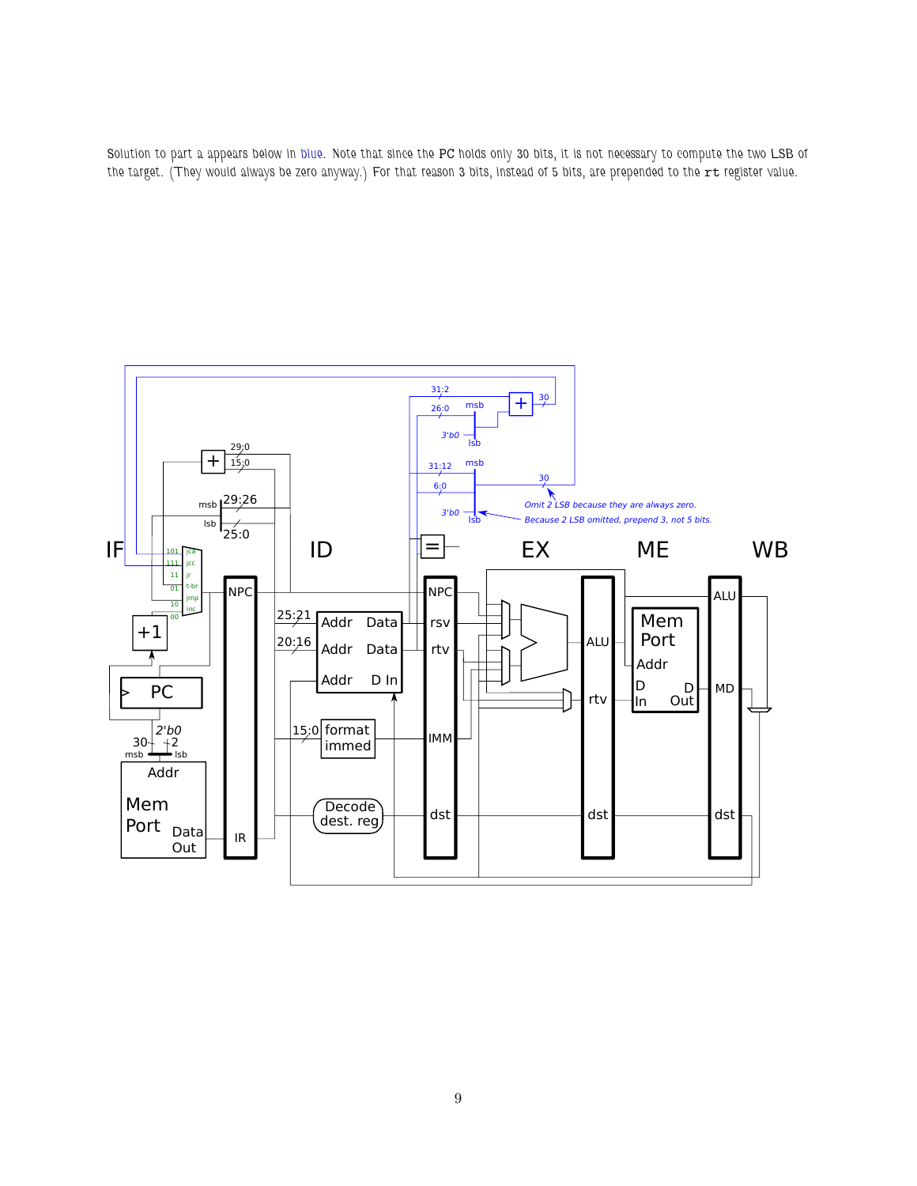Solution to part a appears below in blue. Note that since the PC holds only 30 bits, it is not necessary to compute the two LSB of the target. (They would always be zero anyway.) For that reason 3 bits, instead of 5 bits, are prepended to the rt register value.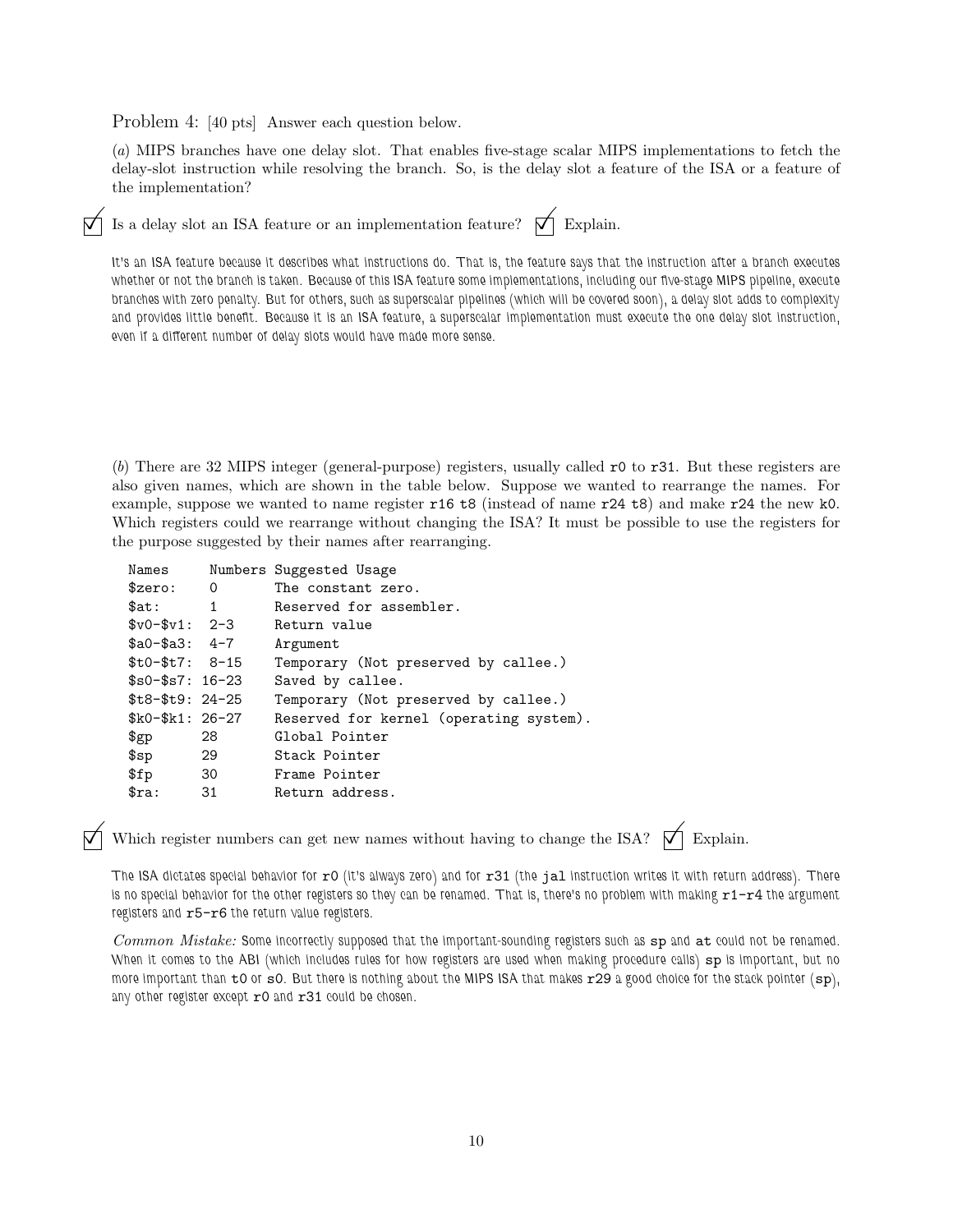Problem 4: [40 pts] Answer each question below.

(*a*) MIPS branches have one delay slot. That enables five-stage scalar MIPS implementations to fetch the delay-slot instruction while resolving the branch. So, is the delay slot a feature of the ISA or a feature of the implementation?

☑ Is a delay slot an ISA feature or an implementation feature? ☑ Explain.

It's an ISA feature because it describes what instructions do. That is, the feature says that the instruction after a branch executes whether or not the branch is taken. Because of this ISA feature some implementations, including our five-stage MIPS pipeline, execute branches with zero penalty. But for others, such as superscalar pipelines (which will be covered soon), a delay slot adds to complexity and provides little benefit. Because it is an ISA feature, a superscalar implementation must execute the one delay slot instruction, even if a different number of delay slots would have made more sense.

(*b*) There are 32 MIPS integer (general-purpose) registers, usually called `r0` to `r31`. But these registers are also given names, which are shown in the table below. Suppose we wanted to rearrange the names. For example, suppose we wanted to name register `r16` `t8` (instead of name `r24` `t8`) and make `r24` the new `k0`. Which registers could we rearrange without changing the ISA? It must be possible to use the registers for the purpose suggested by their names after rearranging.

```
Names      Numbers Suggested Usage
$zero:     0       The constant zero.
$at:       1       Reserved for assembler.
$v0-$v1:  2-3      Return value
$a0-$a3:  4-7      Argument
$t0-$t7:  8-15     Temporary (Not preserved by callee.)
$s0-$s7: 16-23     Saved by callee.
$t8-$t9: 24-25     Temporary (Not preserved by callee.)
$k0-$k1: 26-27     Reserved for kernel (operating system).
$gp       28       Global Pointer
$sp       29       Stack Pointer
$fp       30       Frame Pointer
$ra:      31       Return address.
```

☑ Which register numbers can get new names without having to change the ISA? ☑ Explain.

The ISA dictates special behavior for `r0` (it's always zero) and for `r31` (the `jal` instruction writes it with return address). There is no special behavior for the other registers so they can be renamed. That is, there's no problem with making `r1`-`r4` the argument registers and `r5`-`r6` the return value registers.

*Common Mistake:* Some incorrectly supposed that the important-sounding registers such as `sp` and `at` could not be renamed. When it comes to the ABI (which includes rules for how registers are used when making procedure calls) `sp` is important, but no more important than `t0` or `s0`. But there is nothing about the MIPS ISA that makes `r29` a good choice for the stack pointer (`sp`), any other register except `r0` and `r31` could be chosen.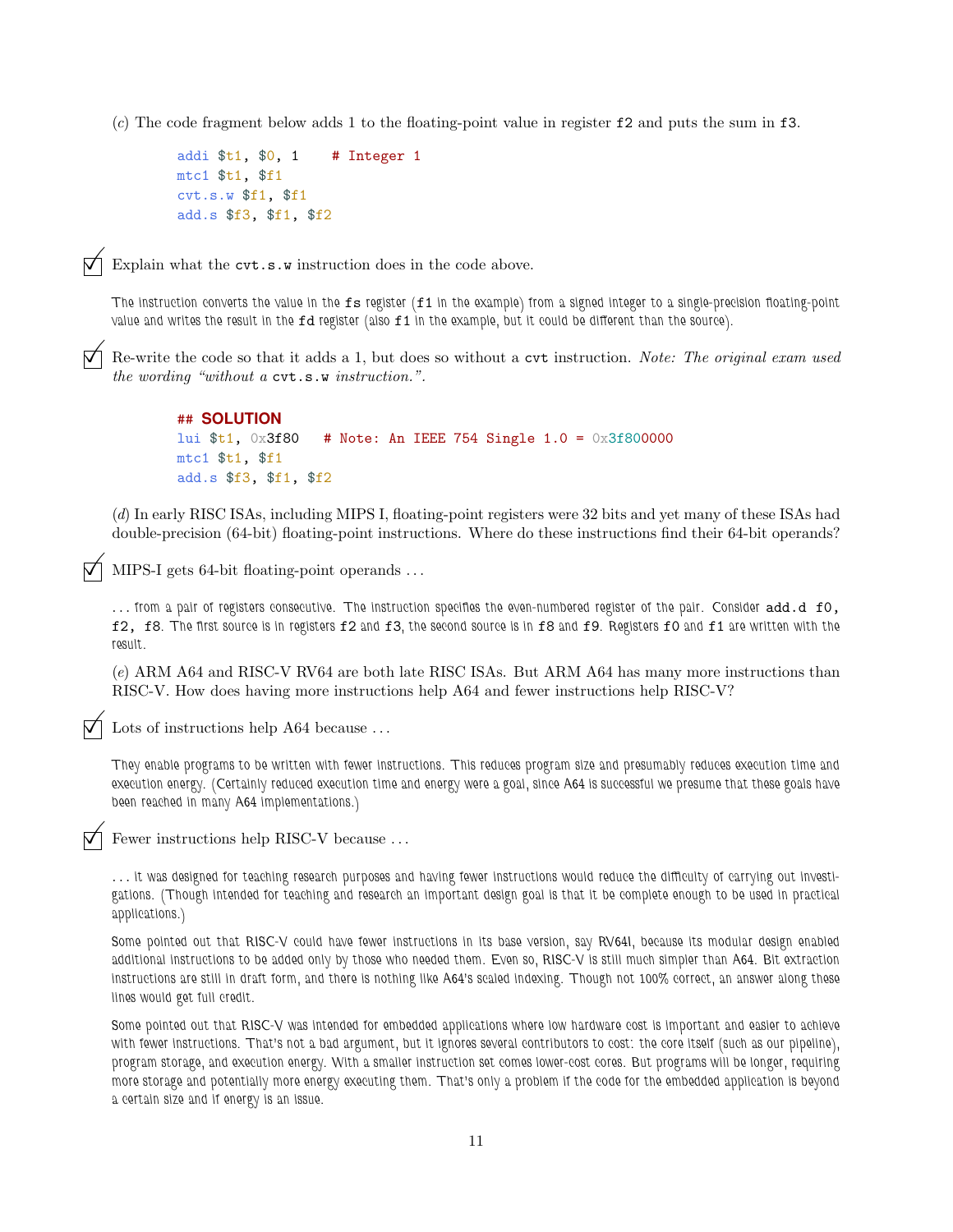(*c*) The code fragment below adds 1 to the floating-point value in register `f2` and puts the sum in `f3`.

```
addi $t1, $0, 1    # Integer 1
mtc1 $t1, $f1
cvt.s.w $f1, $f1
add.s $f3, $f1, $f2
```

☑ Explain what the `cvt.s.w` instruction does in the code above.

The instruction converts the value in the `fs` register (`f1` in the example) from a signed integer to a single-precision floating-point value and writes the result in the `fd` register (also `f1` in the example, but it could be different than the source).

☑ Re-write the code so that it adds a 1, but does so without a `cvt` instruction. *Note: The original exam used the wording "without a* `cvt.s.w` *instruction."*.

```
## SOLUTION
lui $t1, 0x3f80   # Note: An IEEE 754 Single 1.0 = 0x3f800000
mtc1 $t1, $f1
add.s $f3, $f1, $f2
```

(*d*) In early RISC ISAs, including MIPS I, floating-point registers were 32 bits and yet many of these ISAs had double-precision (64-bit) floating-point instructions. Where do these instructions find their 64-bit operands?

☑ MIPS-I gets 64-bit floating-point operands ...

... from a pair of registers consecutive. The instruction specifies the even-numbered register of the pair. Consider `add.d f0, f2, f8`. The first source is in registers `f2` and `f3`, the second source is in `f8` and `f9`. Registers `f0` and `f1` are written with the result.

(*e*) ARM A64 and RISC-V RV64 are both late RISC ISAs. But ARM A64 has many more instructions than RISC-V. How does having more instructions help A64 and fewer instructions help RISC-V?

☑ Lots of instructions help A64 because ...

They enable programs to be written with fewer instructions. This reduces program size and presumably reduces execution time and execution energy. (Certainly reduced execution time and energy were a goal, since A64 is successful we presume that these goals have been reached in many A64 implementations.)

☑ Fewer instructions help RISC-V because ...

... it was designed for teaching research purposes and having fewer instructions would reduce the difficulty of carrying out investigations. (Though intended for teaching and research an important design goal is that it be complete enough to be used in practical applications.)

Some pointed out that RISC-V could have fewer instructions in its base version, say RV64I, because its modular design enabled additional instructions to be added only by those who needed them. Even so, RISC-V is still much simpler than A64. Bit extraction instructions are still in draft form, and there is nothing like A64's scaled indexing. Though not 100% correct, an answer along these lines would get full credit.

Some pointed out that RISC-V was intended for embedded applications where low hardware cost is important and easier to achieve with fewer instructions. That's not a bad argument, but it ignores several contributors to cost: the core itself (such as our pipeline), program storage, and execution energy. With a smaller instruction set comes lower-cost cores. But programs will be longer, requiring more storage and potentially more energy executing them. That's only a problem if the code for the embedded application is beyond a certain size and if energy is an issue.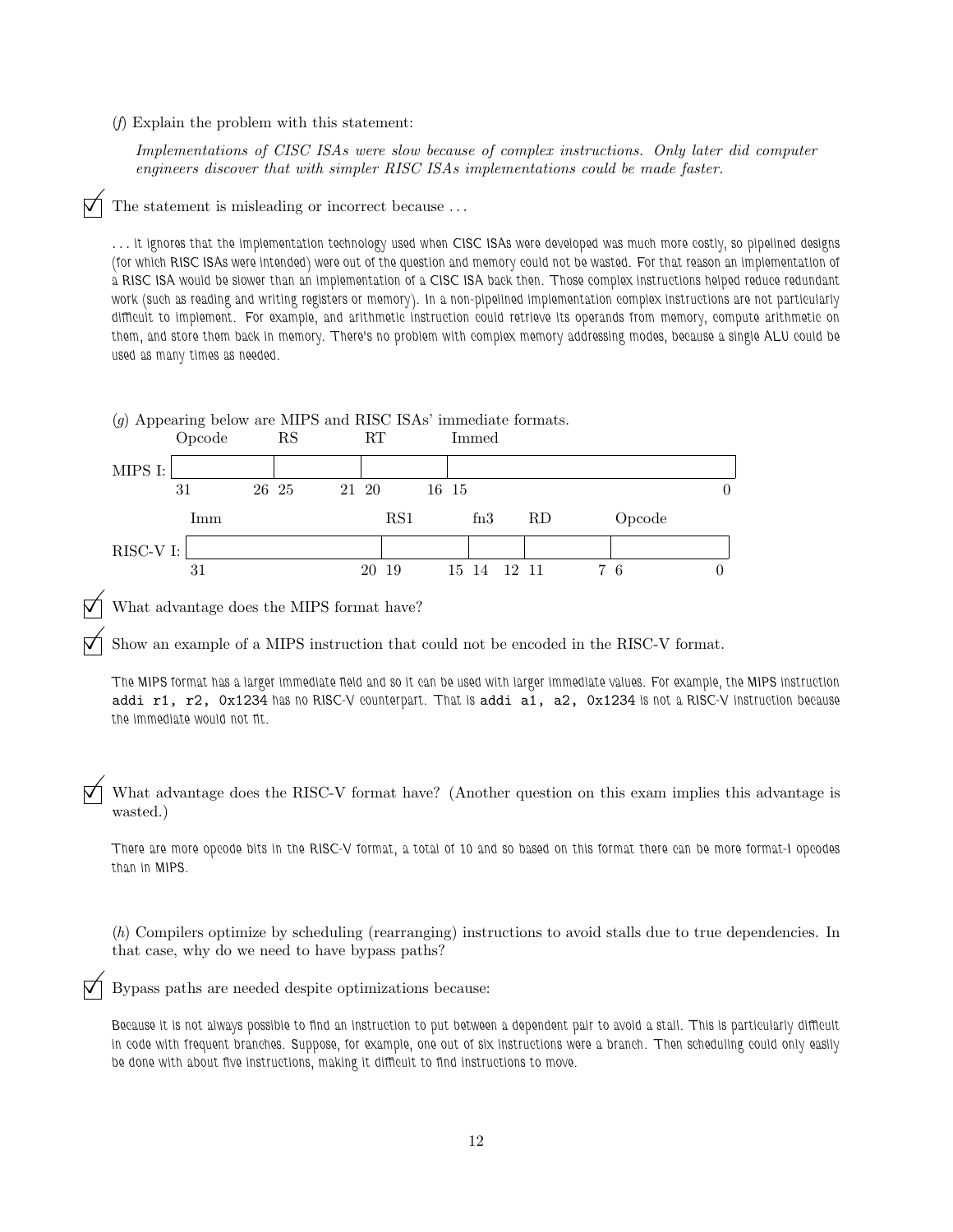(*f*) Explain the problem with this statement:

*Implementations of CISC ISAs were slow because of complex instructions. Only later did computer engineers discover that with simpler RISC ISAs implementations could be made faster.*

☑ The statement is misleading or incorrect because . . .

. . . it ignores that the implementation technology used when CISC ISAs were developed was much more costly, so pipelined designs (for which RISC ISAs were intended) were out of the question and memory could not be wasted. For that reason an implementation of a RISC ISA would be slower than an implementation of a CISC ISA back then. Those complex instructions helped reduce redundant work (such as reading and writing registers or memory). In a non-pipelined implementation complex instructions are not particularly difficult to implement. For example, and arithmetic instruction could retrieve its operands from memory, compute arithmetic on them, and store them back in memory. There's no problem with complex memory addressing modes, because a single ALU could be used as many times as needed.

(*g*) Appearing below are MIPS and RISC ISAs' immediate formats.

MIPS I:

| Opcode | RS | RT | Immed |
|---|---|---|---|
| 31 26 | 25 21 | 20 16 | 15 0 |

RISC-V I:

| Imm | RS1 | fn3 | RD | Opcode |
|---|---|---|---|---|
| 31 20 | 19 15 | 14 12 | 11 7 | 6 0 |

☑ What advantage does the MIPS format have?

☑ Show an example of a MIPS instruction that could not be encoded in the RISC-V format.

The MIPS format has a larger immediate field and so it can be used with larger immediate values. For example, the MIPS instruction `addi r1, r2, 0x1234` has no RISC-V counterpart. That is `addi a1, a2, 0x1234` is not a RISC-V instruction because the immediate would not fit.

☑ What advantage does the RISC-V format have? (Another question on this exam implies this advantage is wasted.)

There are more opcode bits in the RISC-V format, a total of 10 and so based on this format there can be more format-I opcodes than in MIPS.

(*h*) Compilers optimize by scheduling (rearranging) instructions to avoid stalls due to true dependencies. In that case, why do we need to have bypass paths?

☑ Bypass paths are needed despite optimizations because:

Because it is not always possible to find an instruction to put between a dependent pair to avoid a stall. This is particularly difficult in code with frequent branches. Suppose, for example, one out of six instructions were a branch. Then scheduling could only easily be done with about five instructions, making it difficult to find instructions to move.